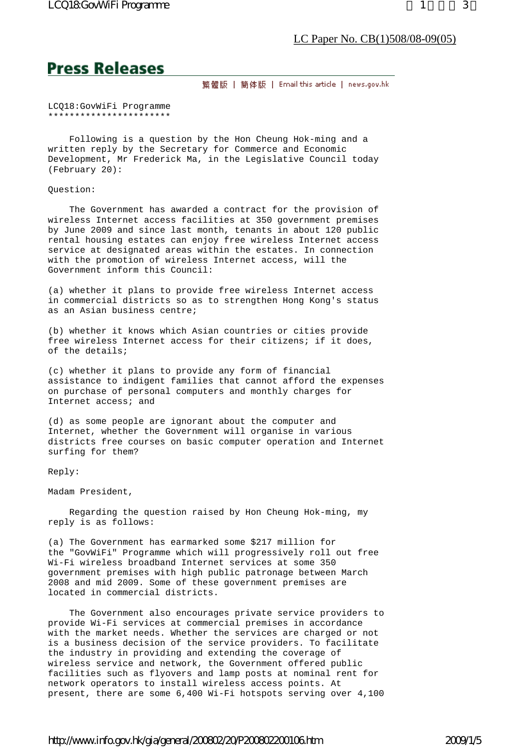LC Paper No. CB(1)508/08-09(05)

# Press Releases

繁體版 | 簡体版 | Email this article | news.gov.hk

## LCQ18:GovWiFi Programme

Following is a question by the Hon Cheung Hok-ming and a written reply by the Secretary for Commerce and Economic Development, Mr Frederick Ma, in the Legislative Council today (February 20):

Question:

The Government has awarded a contract for the provision of wireless Internet access facilities at 350 government premises by June 2009 and since last month, tenants in about 120 public rental housing estates can enjoy free wireless Internet access service at designated areas within the estates. In connection with the promotion of wireless Internet access, will the Government inform this Council:

(a) whether it plans to provide free wireless Internet access in commercial districts so as to strengthen Hong Kong's status as an Asian business centre;

(b) whether it knows which Asian countries or cities provide free wireless Internet access for their citizens; if it does, of the details;

(c) whether it plans to provide any form of financial assistance to indigent families that cannot afford the expenses on purchase of personal computers and monthly charges for Internet access; and

(d) as some people are ignorant about the computer and Internet, whether the Government will organise in various districts free courses on basic computer operation and Internet surfing for them?

Reply:

Madam President,

Regarding the question raised by Hon Cheung Hok-ming, my reply is as follows:

(a) The Government has earmarked some $217 million for the "GovWiFi" Programme which will progressively roll out free Wi-Fi wireless broadband Internet services at some 350 government premises with high public patronage between March 2008 and mid 2009. Some of these government premises are located in commercial districts.

The Government also encourages private service providers to provide Wi-Fi services at commercial premises in accordance with the market needs. Whether the services are charged or not is a business decision of the service providers. To facilitate the industry in providing and extending the coverage of wireless service and network, the Government offered public facilities such as flyovers and lamp posts at nominal rent for network operators to install wireless access points. At present, there are some 6,400 Wi-Fi hotspots serving over 4,100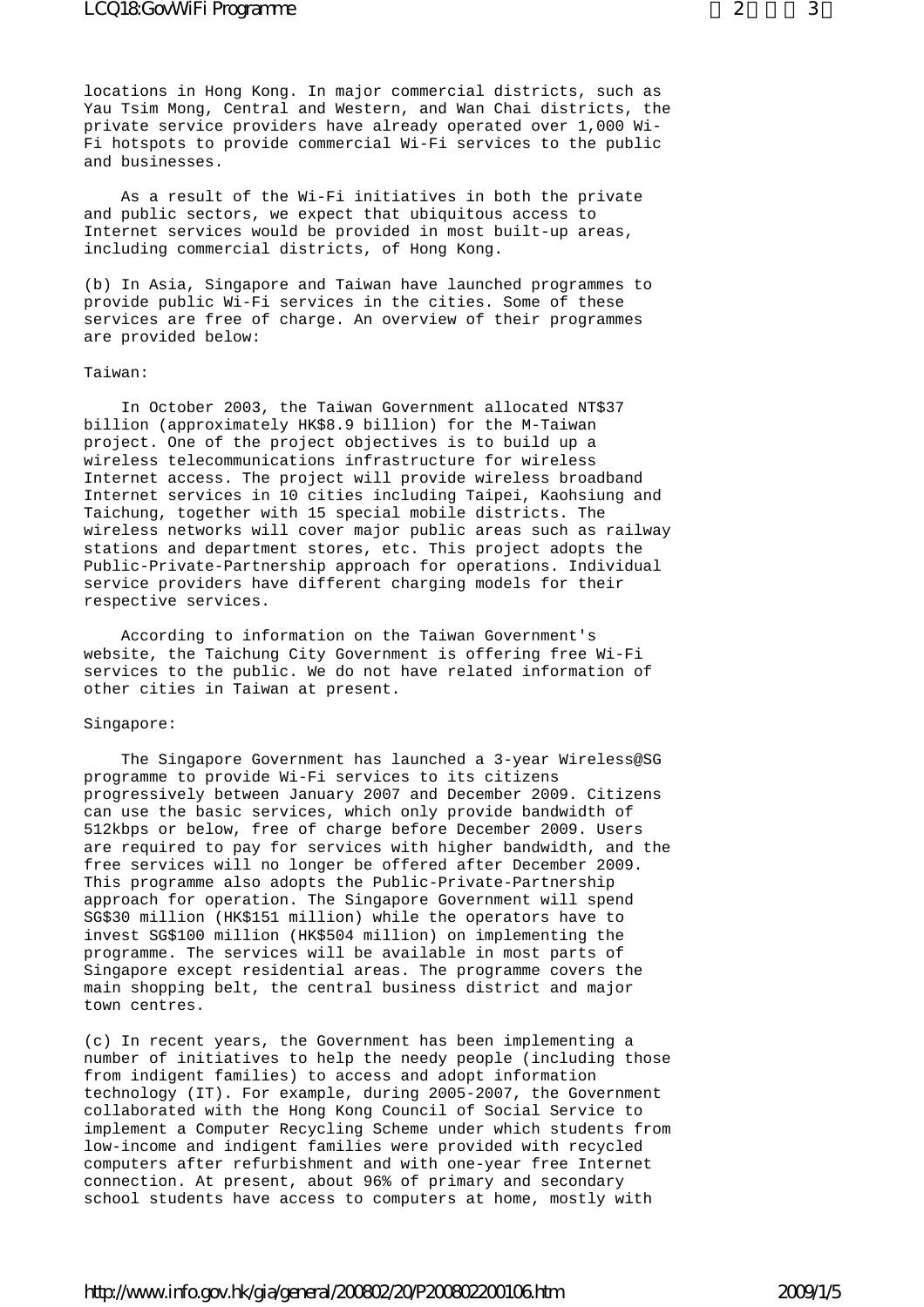locations in Hong Kong. In major commercial districts, such as Yau Tsim Mong, Central and Western, and Wan Chai districts, the private service providers have already operated over 1,000 Wi-Fi hotspots to provide commercial Wi-Fi services to the public and businesses.

As a result of the Wi-Fi initiatives in both the private and public sectors, we expect that ubiquitous access to Internet services would be provided in most built-up areas, including commercial districts, of Hong Kong.

(b) In Asia, Singapore and Taiwan have launched programmes to provide public Wi-Fi services in the cities. Some of these services are free of charge. An overview of their programmes are provided below:

Taiwan:

In October 2003, the Taiwan Government allocated NT$37 billion (approximately HK$8.9 billion) for the M-Taiwan project. One of the project objectives is to build up a wireless telecommunications infrastructure for wireless Internet access. The project will provide wireless broadband Internet services in 10 cities including Taipei, Kaohsiung and Taichung, together with 15 special mobile districts. The wireless networks will cover major public areas such as railway stations and department stores, etc. This project adopts the Public-Private-Partnership approach for operations. Individual service providers have different charging models for their respective services.

According to information on the Taiwan Government's website, the Taichung City Government is offering free Wi-Fi services to the public. We do not have related information of other cities in Taiwan at present.

Singapore:

The Singapore Government has launched a 3-year Wireless@SG programme to provide Wi-Fi services to its citizens progressively between January 2007 and December 2009. Citizens can use the basic services, which only provide bandwidth of 512kbps or below, free of charge before December 2009. Users are required to pay for services with higher bandwidth, and the free services will no longer be offered after December 2009. This programme also adopts the Public-Private-Partnership approach for operation. The Singapore Government will spend SG$30 million (HK$151 million) while the operators have to invest SG$100 million (HK$504 million) on implementing the programme. The services will be available in most parts of Singapore except residential areas. The programme covers the main shopping belt, the central business district and major town centres.

(c) In recent years, the Government has been implementing a number of initiatives to help the needy people (including those from indigent families) to access and adopt information technology (IT). For example, during 2005-2007, the Government collaborated with the Hong Kong Council of Social Service to implement a Computer Recycling Scheme under which students from low-income and indigent families were provided with recycled computers after refurbishment and with one-year free Internet connection. At present, about 96% of primary and secondary school students have access to computers at home, mostly with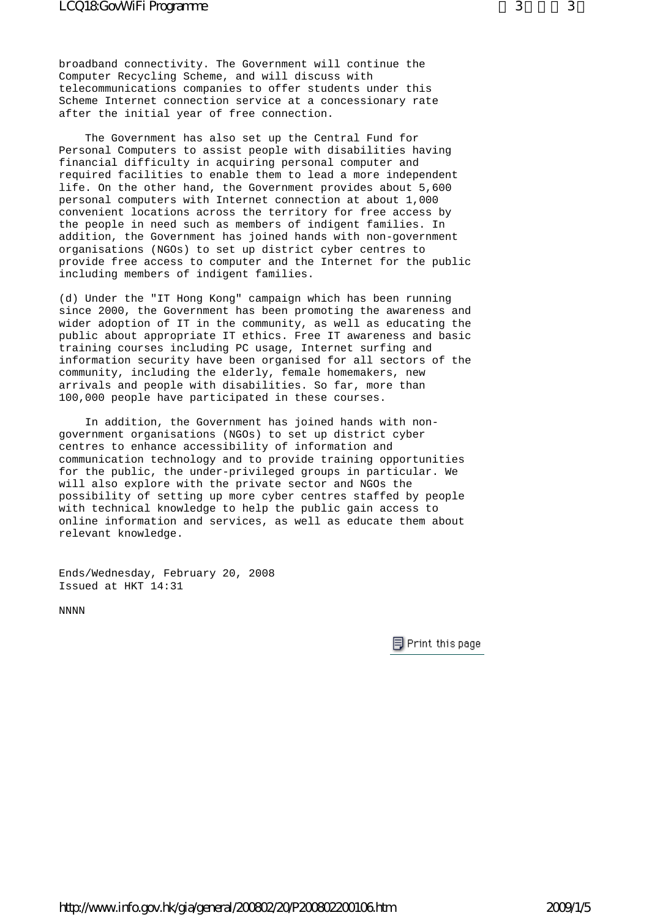broadband connectivity. The Government will continue the Computer Recycling Scheme, and will discuss with telecommunications companies to offer students under this Scheme Internet connection service at a concessionary rate after the initial year of free connection.

The Government has also set up the Central Fund for Personal Computers to assist people with disabilities having financial difficulty in acquiring personal computer and required facilities to enable them to lead a more independent life. On the other hand, the Government provides about 5,600 personal computers with Internet connection at about 1,000 convenient locations across the territory for free access by the people in need such as members of indigent families. In addition, the Government has joined hands with non-government organisations (NGOs) to set up district cyber centres to provide free access to computer and the Internet for the public including members of indigent families.

(d) Under the "IT Hong Kong" campaign which has been running since 2000, the Government has been promoting the awareness and wider adoption of IT in the community, as well as educating the public about appropriate IT ethics. Free IT awareness and basic training courses including PC usage, Internet surfing and information security have been organised for all sectors of the community, including the elderly, female homemakers, new arrivals and people with disabilities. So far, more than 100,000 people have participated in these courses.

In addition, the Government has joined hands with non-government organisations (NGOs) to set up district cyber centres to enhance accessibility of information and communication technology and to provide training opportunities for the public, the under-privileged groups in particular. We will also explore with the private sector and NGOs the possibility of setting up more cyber centres staffed by people with technical knowledge to help the public gain access to online information and services, as well as educate them about relevant knowledge.

Ends/Wednesday, February 20, 2008
Issued at HKT 14:31

NNNN